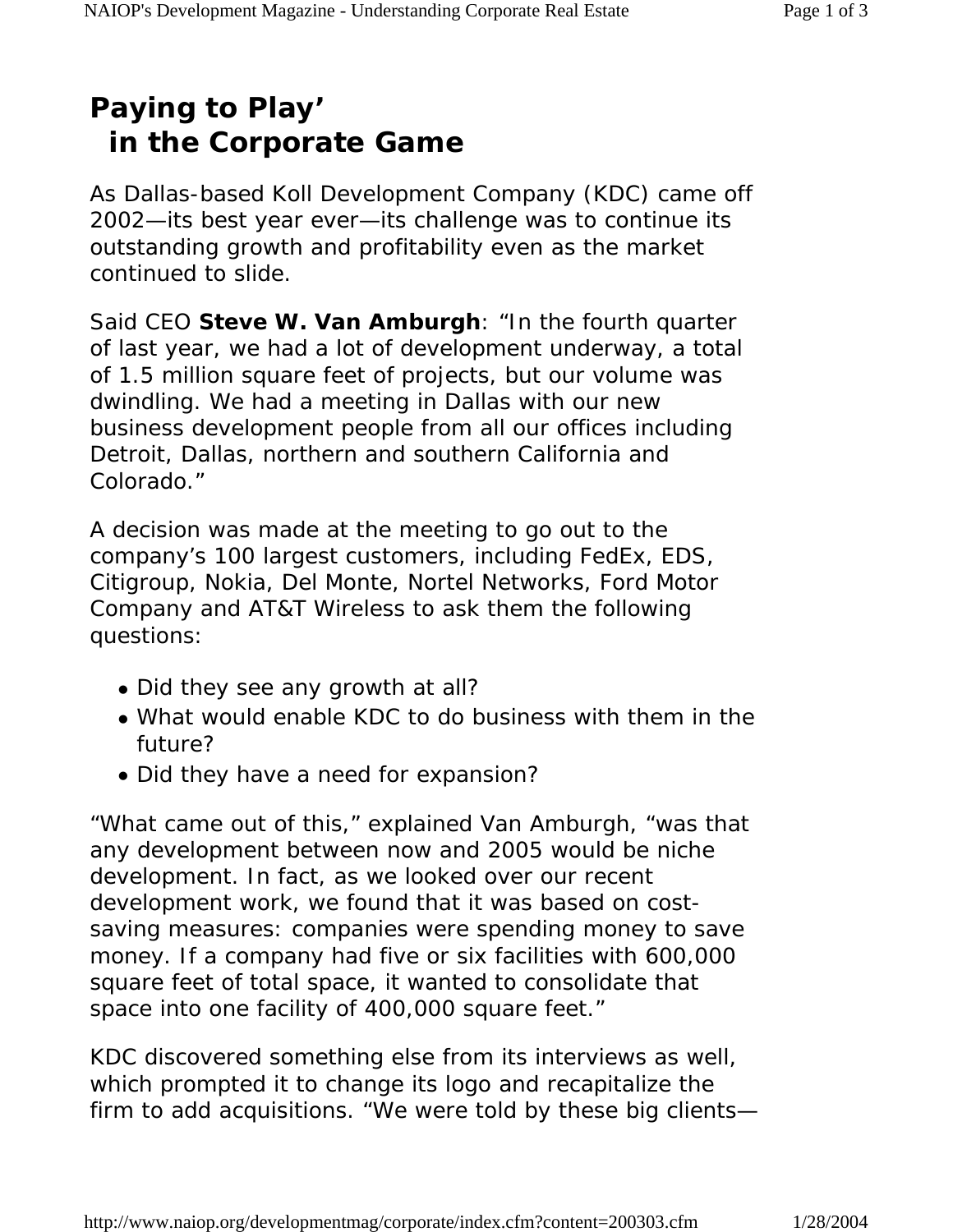# Paying to Play' in the Corporate Game

As Dallas-based Koll Development Company (KDC) came off 2002—its best year ever—its challenge was to continue its outstanding growth and profitability even as the market continued to slide.

Said CEO **Steve W. Van Amburgh**: "In the fourth quarter of last year, we had a lot of development underway, a total of 1.5 million square feet of projects, but our volume was dwindling. We had a meeting in Dallas with our new business development people from all our offices including Detroit, Dallas, northern and southern California and Colorado."

A decision was made at the meeting to go out to the company's 100 largest customers, including FedEx, EDS, Citigroup, Nokia, Del Monte, Nortel Networks, Ford Motor Company and AT&T Wireless to ask them the following questions:

- Did they see any growth at all?
- What would enable KDC to do business with them in the future?
- Did they have a need for expansion?

"What came out of this," explained Van Amburgh, "was that any development between now and 2005 would be niche development. In fact, as we looked over our recent development work, we found that it was based on cost-saving measures: companies were spending money to save money. If a company had five or six facilities with 600,000 square feet of total space, it wanted to consolidate that space into one facility of 400,000 square feet."

KDC discovered something else from its interviews as well, which prompted it to change its logo and recapitalize the firm to add acquisitions. "We were told by these big clients—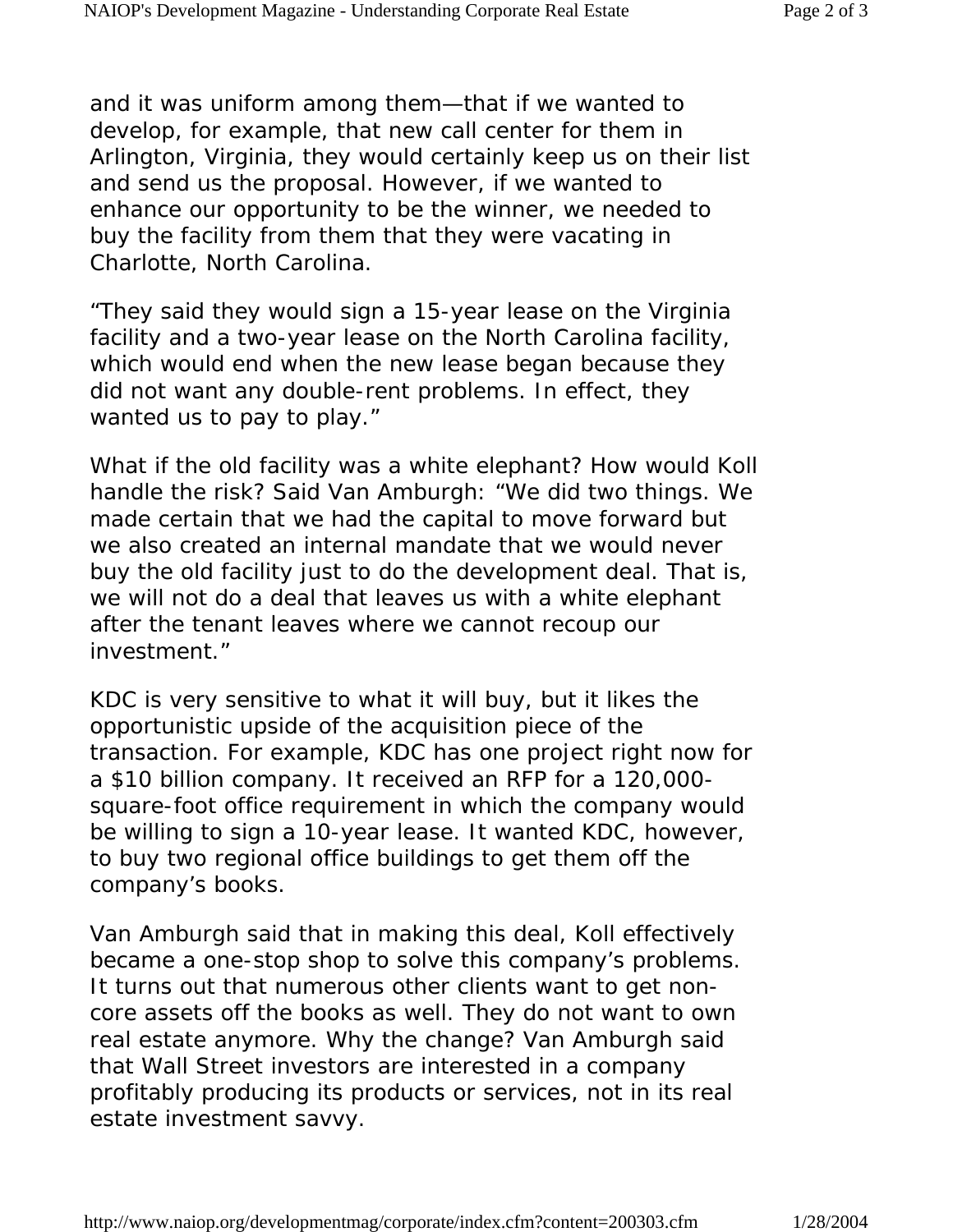and it was uniform among them—that if we wanted to develop, for example, that new call center for them in Arlington, Virginia, they would certainly keep us on their list and send us the proposal. However, if we wanted to enhance our opportunity to be the winner, we needed to buy the facility from them that they were vacating in Charlotte, North Carolina.

"They said they would sign a 15-year lease on the Virginia facility and a two-year lease on the North Carolina facility, which would end when the new lease began because they did not want any double-rent problems. In effect, they wanted us to pay to play."

What if the old facility was a white elephant? How would Koll handle the risk? Said Van Amburgh: "We did two things. We made certain that we had the capital to move forward but we also created an internal mandate that we would never buy the old facility just to do the development deal. That is, we will not do a deal that leaves us with a white elephant after the tenant leaves where we cannot recoup our investment."

KDC is very sensitive to what it will buy, but it likes the opportunistic upside of the acquisition piece of the transaction. For example, KDC has one project right now for a $10 billion company. It received an RFP for a 120,000-square-foot office requirement in which the company would be willing to sign a 10-year lease. It wanted KDC, however, to buy two regional office buildings to get them off the company's books.

Van Amburgh said that in making this deal, Koll effectively became a one-stop shop to solve this company's problems. It turns out that numerous other clients want to get non-core assets off the books as well. They do not want to own real estate anymore. Why the change? Van Amburgh said that Wall Street investors are interested in a company profitably producing its products or services, not in its real estate investment savvy.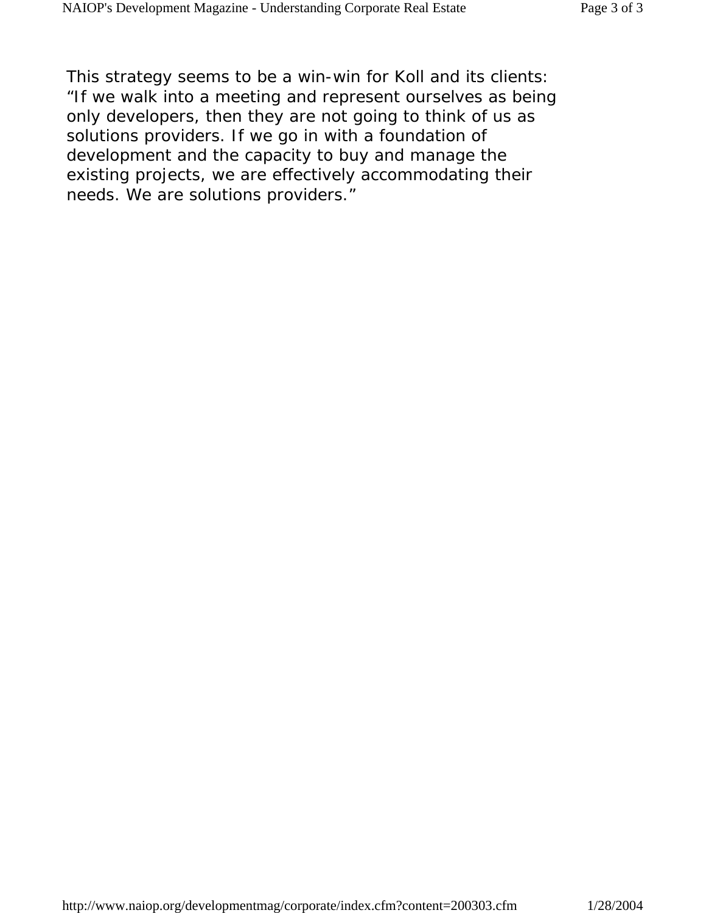This strategy seems to be a win-win for Koll and its clients: "If we walk into a meeting and represent ourselves as being only developers, then they are not going to think of us as solutions providers. If we go in with a foundation of development and the capacity to buy and manage the existing projects, we are effectively accommodating their needs. We are solutions providers."